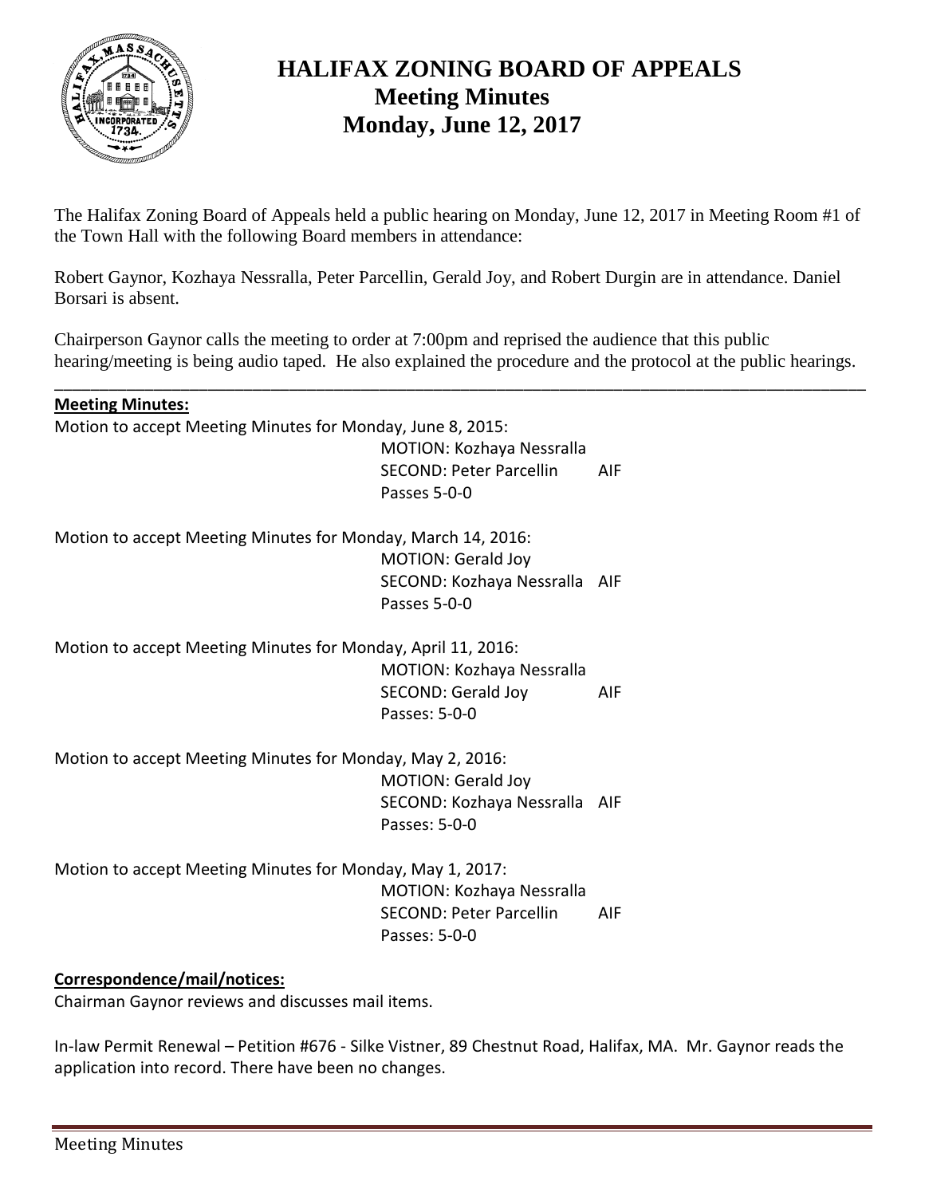# HALIFAX ZONING BOARD OF APPEALS
## Meeting Minutes
## Monday, June 12, 2017

The Halifax Zoning Board of Appeals held a public hearing on Monday, June 12, 2017 in Meeting Room #1 of the Town Hall with the following Board members in attendance:

Robert Gaynor, Kozhaya Nessralla, Peter Parcellin, Gerald Joy, and Robert Durgin are in attendance. Daniel Borsari is absent.

Chairperson Gaynor calls the meeting to order at 7:00pm and reprised the audience that this public hearing/meeting is being audio taped. He also explained the procedure and the protocol at the public hearings.

---

**Meeting Minutes:**

Motion to accept Meeting Minutes for Monday, June 8, 2015:
MOTION: Kozhaya Nessralla
SECOND: Peter Parcellin AIF
Passes 5-0-0

Motion to accept Meeting Minutes for Monday, March 14, 2016:
MOTION: Gerald Joy
SECOND: Kozhaya Nessralla AIF
Passes 5-0-0

Motion to accept Meeting Minutes for Monday, April 11, 2016:
MOTION: Kozhaya Nessralla
SECOND: Gerald Joy AIF
Passes: 5-0-0

Motion to accept Meeting Minutes for Monday, May 2, 2016:
MOTION: Gerald Joy
SECOND: Kozhaya Nessralla AIF
Passes: 5-0-0

Motion to accept Meeting Minutes for Monday, May 1, 2017:
MOTION: Kozhaya Nessralla
SECOND: Peter Parcellin AIF
Passes: 5-0-0

**Correspondence/mail/notices:**

Chairman Gaynor reviews and discusses mail items.

In-law Permit Renewal – Petition #676 - Silke Vistner, 89 Chestnut Road, Halifax, MA. Mr. Gaynor reads the application into record. There have been no changes.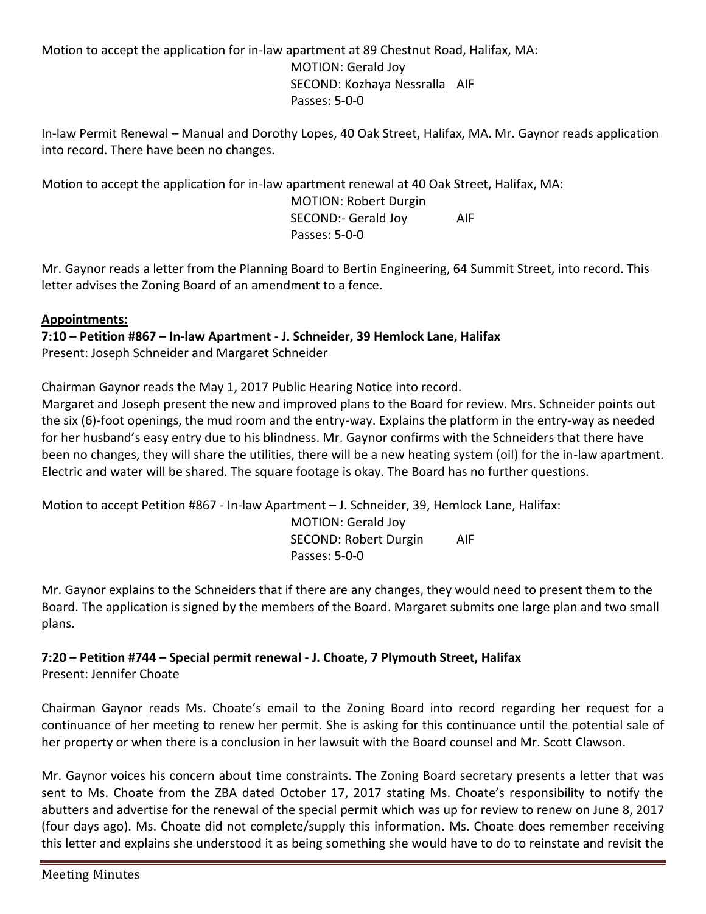Motion to accept the application for in-law apartment at 89 Chestnut Road, Halifax, MA:

MOTION: Gerald Joy
SECOND: Kozhaya Nessralla AIF
Passes: 5-0-0

In-law Permit Renewal – Manual and Dorothy Lopes, 40 Oak Street, Halifax, MA. Mr. Gaynor reads application into record. There have been no changes.

Motion to accept the application for in-law apartment renewal at 40 Oak Street, Halifax, MA:

MOTION: Robert Durgin
SECOND:- Gerald Joy AIF
Passes: 5-0-0

Mr. Gaynor reads a letter from the Planning Board to Bertin Engineering, 64 Summit Street, into record. This letter advises the Zoning Board of an amendment to a fence.

**Appointments:**

**7:10 – Petition #867 – In-law Apartment - J. Schneider, 39 Hemlock Lane, Halifax**

Present: Joseph Schneider and Margaret Schneider

Chairman Gaynor reads the May 1, 2017 Public Hearing Notice into record.

Margaret and Joseph present the new and improved plans to the Board for review. Mrs. Schneider points out the six (6)-foot openings, the mud room and the entry-way. Explains the platform in the entry-way as needed for her husband's easy entry due to his blindness. Mr. Gaynor confirms with the Schneiders that there have been no changes, they will share the utilities, there will be a new heating system (oil) for the in-law apartment. Electric and water will be shared. The square footage is okay. The Board has no further questions.

Motion to accept Petition #867 - In-law Apartment – J. Schneider, 39, Hemlock Lane, Halifax:

MOTION: Gerald Joy
SECOND: Robert Durgin AIF
Passes: 5-0-0

Mr. Gaynor explains to the Schneiders that if there are any changes, they would need to present them to the Board. The application is signed by the members of the Board. Margaret submits one large plan and two small plans.

**7:20 – Petition #744 – Special permit renewal - J. Choate, 7 Plymouth Street, Halifax**

Present: Jennifer Choate

Chairman Gaynor reads Ms. Choate's email to the Zoning Board into record regarding her request for a continuance of her meeting to renew her permit. She is asking for this continuance until the potential sale of her property or when there is a conclusion in her lawsuit with the Board counsel and Mr. Scott Clawson.

Mr. Gaynor voices his concern about time constraints. The Zoning Board secretary presents a letter that was sent to Ms. Choate from the ZBA dated October 17, 2017 stating Ms. Choate's responsibility to notify the abutters and advertise for the renewal of the special permit which was up for review to renew on June 8, 2017 (four days ago). Ms. Choate did not complete/supply this information. Ms. Choate does remember receiving this letter and explains she understood it as being something she would have to do to reinstate and revisit the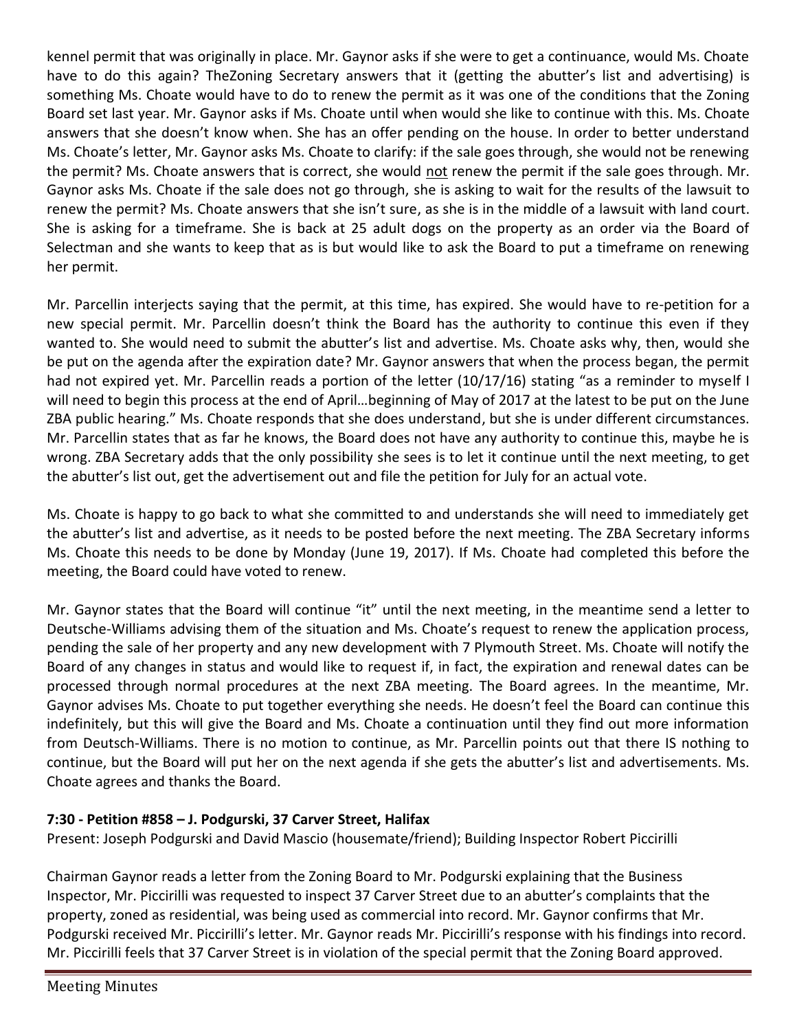kennel permit that was originally in place. Mr. Gaynor asks if she were to get a continuance, would Ms. Choate have to do this again? TheZoning Secretary answers that it (getting the abutter's list and advertising) is something Ms. Choate would have to do to renew the permit as it was one of the conditions that the Zoning Board set last year. Mr. Gaynor asks if Ms. Choate until when would she like to continue with this. Ms. Choate answers that she doesn't know when. She has an offer pending on the house. In order to better understand Ms. Choate's letter, Mr. Gaynor asks Ms. Choate to clarify: if the sale goes through, she would not be renewing the permit? Ms. Choate answers that is correct, she would not renew the permit if the sale goes through. Mr. Gaynor asks Ms. Choate if the sale does not go through, she is asking to wait for the results of the lawsuit to renew the permit? Ms. Choate answers that she isn't sure, as she is in the middle of a lawsuit with land court. She is asking for a timeframe. She is back at 25 adult dogs on the property as an order via the Board of Selectman and she wants to keep that as is but would like to ask the Board to put a timeframe on renewing her permit.

Mr. Parcellin interjects saying that the permit, at this time, has expired. She would have to re-petition for a new special permit. Mr. Parcellin doesn't think the Board has the authority to continue this even if they wanted to. She would need to submit the abutter's list and advertise. Ms. Choate asks why, then, would she be put on the agenda after the expiration date? Mr. Gaynor answers that when the process began, the permit had not expired yet. Mr. Parcellin reads a portion of the letter (10/17/16) stating "as a reminder to myself I will need to begin this process at the end of April…beginning of May of 2017 at the latest to be put on the June ZBA public hearing." Ms. Choate responds that she does understand, but she is under different circumstances. Mr. Parcellin states that as far he knows, the Board does not have any authority to continue this, maybe he is wrong. ZBA Secretary adds that the only possibility she sees is to let it continue until the next meeting, to get the abutter's list out, get the advertisement out and file the petition for July for an actual vote.

Ms. Choate is happy to go back to what she committed to and understands she will need to immediately get the abutter's list and advertise, as it needs to be posted before the next meeting. The ZBA Secretary informs Ms. Choate this needs to be done by Monday (June 19, 2017). If Ms. Choate had completed this before the meeting, the Board could have voted to renew.

Mr. Gaynor states that the Board will continue "it" until the next meeting, in the meantime send a letter to Deutsche-Williams advising them of the situation and Ms. Choate's request to renew the application process, pending the sale of her property and any new development with 7 Plymouth Street. Ms. Choate will notify the Board of any changes in status and would like to request if, in fact, the expiration and renewal dates can be processed through normal procedures at the next ZBA meeting. The Board agrees. In the meantime, Mr. Gaynor advises Ms. Choate to put together everything she needs. He doesn't feel the Board can continue this indefinitely, but this will give the Board and Ms. Choate a continuation until they find out more information from Deutsch-Williams. There is no motion to continue, as Mr. Parcellin points out that there IS nothing to continue, but the Board will put her on the next agenda if she gets the abutter's list and advertisements. Ms. Choate agrees and thanks the Board.

**7:30 - Petition #858 – J. Podgurski, 37 Carver Street, Halifax**

Present: Joseph Podgurski and David Mascio (housemate/friend); Building Inspector Robert Piccirilli

Chairman Gaynor reads a letter from the Zoning Board to Mr. Podgurski explaining that the Business Inspector, Mr. Piccirilli was requested to inspect 37 Carver Street due to an abutter's complaints that the property, zoned as residential, was being used as commercial into record. Mr. Gaynor confirms that Mr. Podgurski received Mr. Piccirilli's letter. Mr. Gaynor reads Mr. Piccirilli's response with his findings into record. Mr. Piccirilli feels that 37 Carver Street is in violation of the special permit that the Zoning Board approved.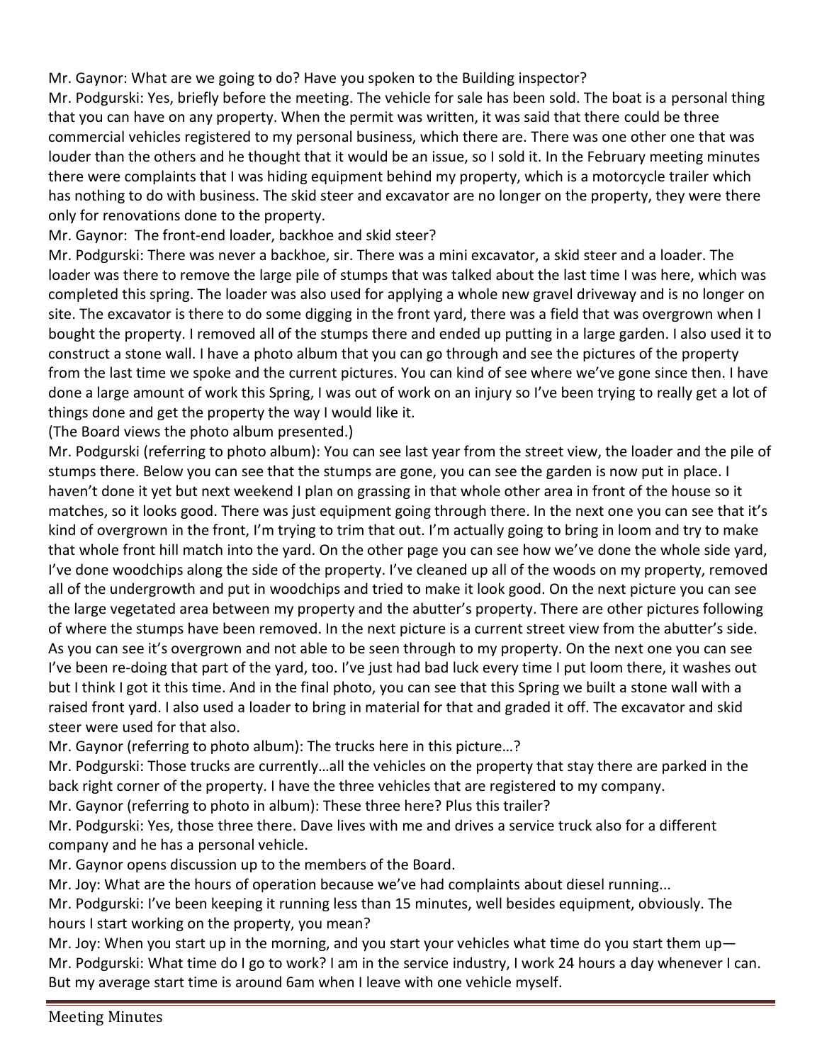Mr. Gaynor: What are we going to do? Have you spoken to the Building inspector?

Mr. Podgurski: Yes, briefly before the meeting. The vehicle for sale has been sold. The boat is a personal thing that you can have on any property. When the permit was written, it was said that there could be three commercial vehicles registered to my personal business, which there are. There was one other one that was louder than the others and he thought that it would be an issue, so I sold it. In the February meeting minutes there were complaints that I was hiding equipment behind my property, which is a motorcycle trailer which has nothing to do with business. The skid steer and excavator are no longer on the property, they were there only for renovations done to the property.

Mr. Gaynor: The front-end loader, backhoe and skid steer?

Mr. Podgurski: There was never a backhoe, sir. There was a mini excavator, a skid steer and a loader. The loader was there to remove the large pile of stumps that was talked about the last time I was here, which was completed this spring. The loader was also used for applying a whole new gravel driveway and is no longer on site. The excavator is there to do some digging in the front yard, there was a field that was overgrown when I bought the property. I removed all of the stumps there and ended up putting in a large garden. I also used it to construct a stone wall. I have a photo album that you can go through and see the pictures of the property from the last time we spoke and the current pictures. You can kind of see where we've gone since then. I have done a large amount of work this Spring, I was out of work on an injury so I've been trying to really get a lot of things done and get the property the way I would like it.

(The Board views the photo album presented.)

Mr. Podgurski (referring to photo album): You can see last year from the street view, the loader and the pile of stumps there. Below you can see that the stumps are gone, you can see the garden is now put in place. I haven't done it yet but next weekend I plan on grassing in that whole other area in front of the house so it matches, so it looks good. There was just equipment going through there. In the next one you can see that it's kind of overgrown in the front, I'm trying to trim that out. I'm actually going to bring in loom and try to make that whole front hill match into the yard. On the other page you can see how we've done the whole side yard, I've done woodchips along the side of the property. I've cleaned up all of the woods on my property, removed all of the undergrowth and put in woodchips and tried to make it look good. On the next picture you can see the large vegetated area between my property and the abutter's property. There are other pictures following of where the stumps have been removed. In the next picture is a current street view from the abutter's side. As you can see it's overgrown and not able to be seen through to my property. On the next one you can see I've been re-doing that part of the yard, too. I've just had bad luck every time I put loom there, it washes out but I think I got it this time. And in the final photo, you can see that this Spring we built a stone wall with a raised front yard. I also used a loader to bring in material for that and graded it off. The excavator and skid steer were used for that also.

Mr. Gaynor (referring to photo album): The trucks here in this picture…?

Mr. Podgurski: Those trucks are currently…all the vehicles on the property that stay there are parked in the back right corner of the property. I have the three vehicles that are registered to my company.

Mr. Gaynor (referring to photo in album): These three here? Plus this trailer?

Mr. Podgurski: Yes, those three there. Dave lives with me and drives a service truck also for a different company and he has a personal vehicle.

Mr. Gaynor opens discussion up to the members of the Board.

Mr. Joy: What are the hours of operation because we've had complaints about diesel running...

Mr. Podgurski: I've been keeping it running less than 15 minutes, well besides equipment, obviously. The hours I start working on the property, you mean?

Mr. Joy: When you start up in the morning, and you start your vehicles what time do you start them up—

Mr. Podgurski: What time do I go to work? I am in the service industry, I work 24 hours a day whenever I can. But my average start time is around 6am when I leave with one vehicle myself.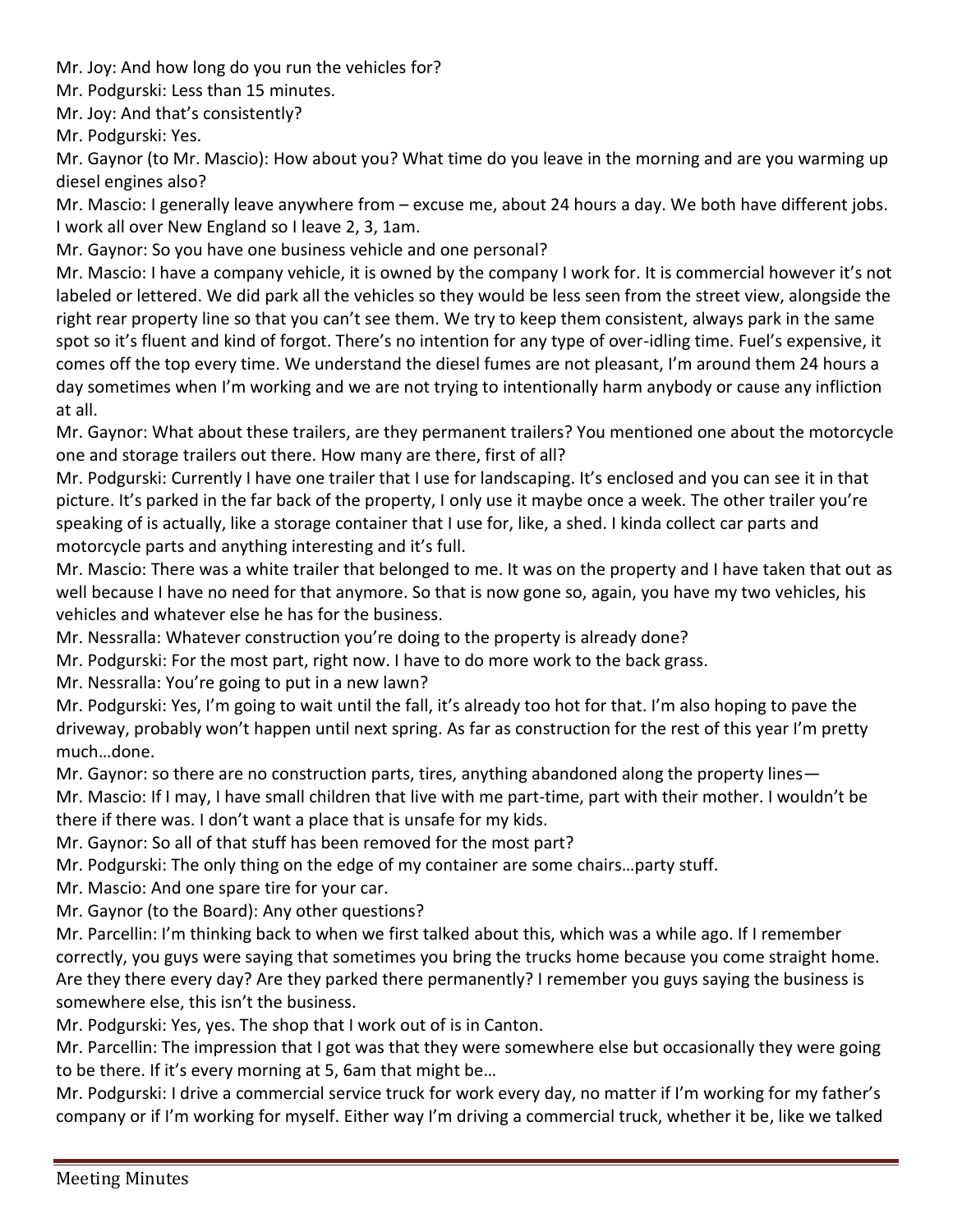Mr. Joy: And how long do you run the vehicles for?

Mr. Podgurski: Less than 15 minutes.

Mr. Joy: And that's consistently?

Mr. Podgurski: Yes.

Mr. Gaynor (to Mr. Mascio): How about you? What time do you leave in the morning and are you warming up diesel engines also?

Mr. Mascio: I generally leave anywhere from – excuse me, about 24 hours a day. We both have different jobs. I work all over New England so I leave 2, 3, 1am.

Mr. Gaynor: So you have one business vehicle and one personal?

Mr. Mascio: I have a company vehicle, it is owned by the company I work for. It is commercial however it's not labeled or lettered. We did park all the vehicles so they would be less seen from the street view, alongside the right rear property line so that you can't see them. We try to keep them consistent, always park in the same spot so it's fluent and kind of forgot. There's no intention for any type of over-idling time. Fuel's expensive, it comes off the top every time. We understand the diesel fumes are not pleasant, I'm around them 24 hours a day sometimes when I'm working and we are not trying to intentionally harm anybody or cause any infliction at all.

Mr. Gaynor: What about these trailers, are they permanent trailers? You mentioned one about the motorcycle one and storage trailers out there. How many are there, first of all?

Mr. Podgurski: Currently I have one trailer that I use for landscaping. It's enclosed and you can see it in that picture. It's parked in the far back of the property, I only use it maybe once a week. The other trailer you're speaking of is actually, like a storage container that I use for, like, a shed. I kinda collect car parts and motorcycle parts and anything interesting and it's full.

Mr. Mascio: There was a white trailer that belonged to me. It was on the property and I have taken that out as well because I have no need for that anymore. So that is now gone so, again, you have my two vehicles, his vehicles and whatever else he has for the business.

Mr. Nessralla: Whatever construction you're doing to the property is already done?

Mr. Podgurski: For the most part, right now. I have to do more work to the back grass.

Mr. Nessralla: You're going to put in a new lawn?

Mr. Podgurski: Yes, I'm going to wait until the fall, it's already too hot for that. I'm also hoping to pave the driveway, probably won't happen until next spring. As far as construction for the rest of this year I'm pretty much…done.

Mr. Gaynor: so there are no construction parts, tires, anything abandoned along the property lines—

Mr. Mascio: If I may, I have small children that live with me part-time, part with their mother. I wouldn't be there if there was. I don't want a place that is unsafe for my kids.

Mr. Gaynor: So all of that stuff has been removed for the most part?

Mr. Podgurski: The only thing on the edge of my container are some chairs…party stuff.

Mr. Mascio: And one spare tire for your car.

Mr. Gaynor (to the Board): Any other questions?

Mr. Parcellin: I'm thinking back to when we first talked about this, which was a while ago. If I remember correctly, you guys were saying that sometimes you bring the trucks home because you come straight home. Are they there every day? Are they parked there permanently? I remember you guys saying the business is somewhere else, this isn't the business.

Mr. Podgurski: Yes, yes. The shop that I work out of is in Canton.

Mr. Parcellin: The impression that I got was that they were somewhere else but occasionally they were going to be there. If it's every morning at 5, 6am that might be…

Mr. Podgurski: I drive a commercial service truck for work every day, no matter if I'm working for my father's company or if I'm working for myself. Either way I'm driving a commercial truck, whether it be, like we talked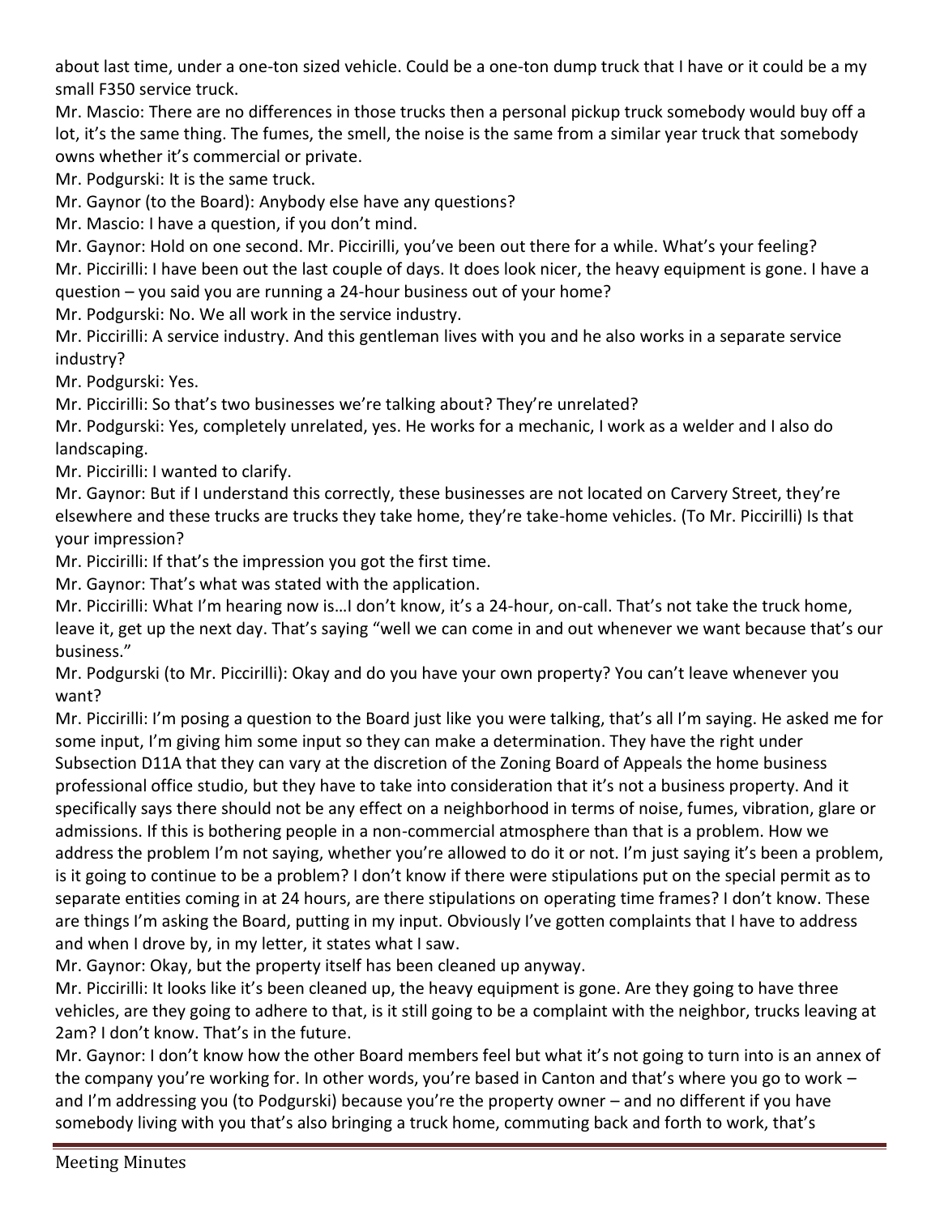about last time, under a one-ton sized vehicle. Could be a one-ton dump truck that I have or it could be a my small F350 service truck.

Mr. Mascio: There are no differences in those trucks then a personal pickup truck somebody would buy off a lot, it's the same thing. The fumes, the smell, the noise is the same from a similar year truck that somebody owns whether it's commercial or private.

Mr. Podgurski: It is the same truck.

Mr. Gaynor (to the Board): Anybody else have any questions?

Mr. Mascio: I have a question, if you don't mind.

Mr. Gaynor: Hold on one second. Mr. Piccirilli, you've been out there for a while. What's your feeling?

Mr. Piccirilli: I have been out the last couple of days. It does look nicer, the heavy equipment is gone. I have a question – you said you are running a 24-hour business out of your home?

Mr. Podgurski: No. We all work in the service industry.

Mr. Piccirilli: A service industry. And this gentleman lives with you and he also works in a separate service industry?

Mr. Podgurski: Yes.

Mr. Piccirilli: So that's two businesses we're talking about? They're unrelated?

Mr. Podgurski: Yes, completely unrelated, yes. He works for a mechanic, I work as a welder and I also do landscaping.

Mr. Piccirilli: I wanted to clarify.

Mr. Gaynor: But if I understand this correctly, these businesses are not located on Carvery Street, they're elsewhere and these trucks are trucks they take home, they're take-home vehicles. (To Mr. Piccirilli) Is that your impression?

Mr. Piccirilli: If that's the impression you got the first time.

Mr. Gaynor: That's what was stated with the application.

Mr. Piccirilli: What I'm hearing now is…I don't know, it's a 24-hour, on-call. That's not take the truck home, leave it, get up the next day. That's saying "well we can come in and out whenever we want because that's our business."

Mr. Podgurski (to Mr. Piccirilli): Okay and do you have your own property? You can't leave whenever you want?

Mr. Piccirilli: I'm posing a question to the Board just like you were talking, that's all I'm saying. He asked me for some input, I'm giving him some input so they can make a determination. They have the right under Subsection D11A that they can vary at the discretion of the Zoning Board of Appeals the home business professional office studio, but they have to take into consideration that it's not a business property. And it specifically says there should not be any effect on a neighborhood in terms of noise, fumes, vibration, glare or admissions. If this is bothering people in a non-commercial atmosphere than that is a problem. How we address the problem I'm not saying, whether you're allowed to do it or not. I'm just saying it's been a problem, is it going to continue to be a problem? I don't know if there were stipulations put on the special permit as to separate entities coming in at 24 hours, are there stipulations on operating time frames? I don't know. These are things I'm asking the Board, putting in my input. Obviously I've gotten complaints that I have to address and when I drove by, in my letter, it states what I saw.

Mr. Gaynor: Okay, but the property itself has been cleaned up anyway.

Mr. Piccirilli: It looks like it's been cleaned up, the heavy equipment is gone. Are they going to have three vehicles, are they going to adhere to that, is it still going to be a complaint with the neighbor, trucks leaving at 2am? I don't know. That's in the future.

Mr. Gaynor: I don't know how the other Board members feel but what it's not going to turn into is an annex of the company you're working for. In other words, you're based in Canton and that's where you go to work – and I'm addressing you (to Podgurski) because you're the property owner – and no different if you have somebody living with you that's also bringing a truck home, commuting back and forth to work, that's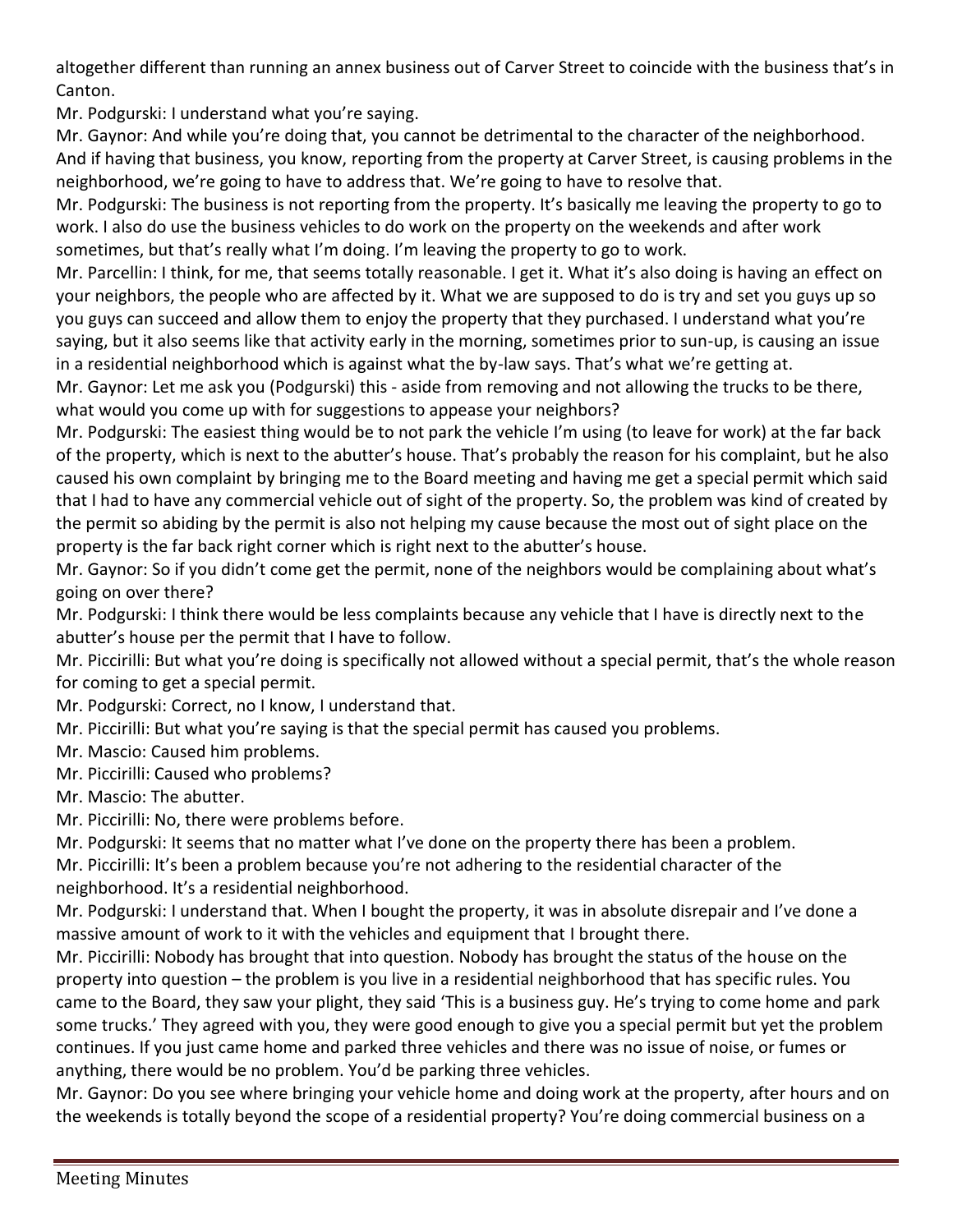altogether different than running an annex business out of Carver Street to coincide with the business that's in Canton.

Mr. Podgurski: I understand what you're saying.

Mr. Gaynor: And while you're doing that, you cannot be detrimental to the character of the neighborhood. And if having that business, you know, reporting from the property at Carver Street, is causing problems in the neighborhood, we're going to have to address that. We're going to have to resolve that.

Mr. Podgurski: The business is not reporting from the property. It's basically me leaving the property to go to work. I also do use the business vehicles to do work on the property on the weekends and after work sometimes, but that's really what I'm doing. I'm leaving the property to go to work.

Mr. Parcellin: I think, for me, that seems totally reasonable. I get it. What it's also doing is having an effect on your neighbors, the people who are affected by it. What we are supposed to do is try and set you guys up so you guys can succeed and allow them to enjoy the property that they purchased. I understand what you're saying, but it also seems like that activity early in the morning, sometimes prior to sun-up, is causing an issue in a residential neighborhood which is against what the by-law says. That's what we're getting at.

Mr. Gaynor: Let me ask you (Podgurski) this - aside from removing and not allowing the trucks to be there, what would you come up with for suggestions to appease your neighbors?

Mr. Podgurski: The easiest thing would be to not park the vehicle I'm using (to leave for work) at the far back of the property, which is next to the abutter's house. That's probably the reason for his complaint, but he also caused his own complaint by bringing me to the Board meeting and having me get a special permit which said that I had to have any commercial vehicle out of sight of the property. So, the problem was kind of created by the permit so abiding by the permit is also not helping my cause because the most out of sight place on the property is the far back right corner which is right next to the abutter's house.

Mr. Gaynor: So if you didn't come get the permit, none of the neighbors would be complaining about what's going on over there?

Mr. Podgurski: I think there would be less complaints because any vehicle that I have is directly next to the abutter's house per the permit that I have to follow.

Mr. Piccirilli: But what you're doing is specifically not allowed without a special permit, that's the whole reason for coming to get a special permit.

Mr. Podgurski: Correct, no I know, I understand that.

Mr. Piccirilli: But what you're saying is that the special permit has caused you problems.

Mr. Mascio: Caused him problems.

Mr. Piccirilli: Caused who problems?

Mr. Mascio: The abutter.

Mr. Piccirilli: No, there were problems before.

Mr. Podgurski: It seems that no matter what I've done on the property there has been a problem.

Mr. Piccirilli: It's been a problem because you're not adhering to the residential character of the neighborhood. It's a residential neighborhood.

Mr. Podgurski: I understand that. When I bought the property, it was in absolute disrepair and I've done a massive amount of work to it with the vehicles and equipment that I brought there.

Mr. Piccirilli: Nobody has brought that into question. Nobody has brought the status of the house on the property into question – the problem is you live in a residential neighborhood that has specific rules. You came to the Board, they saw your plight, they said 'This is a business guy. He's trying to come home and park some trucks.' They agreed with you, they were good enough to give you a special permit but yet the problem continues. If you just came home and parked three vehicles and there was no issue of noise, or fumes or anything, there would be no problem. You'd be parking three vehicles.

Mr. Gaynor: Do you see where bringing your vehicle home and doing work at the property, after hours and on the weekends is totally beyond the scope of a residential property? You're doing commercial business on a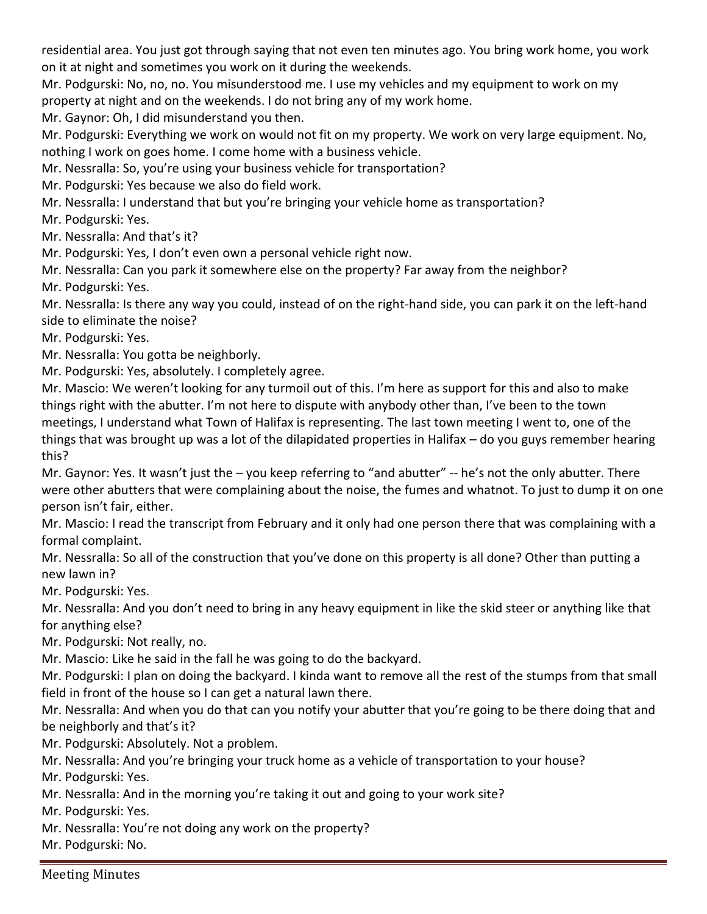residential area. You just got through saying that not even ten minutes ago. You bring work home, you work on it at night and sometimes you work on it during the weekends.

Mr. Podgurski: No, no, no. You misunderstood me. I use my vehicles and my equipment to work on my property at night and on the weekends. I do not bring any of my work home.

Mr. Gaynor: Oh, I did misunderstand you then.

Mr. Podgurski: Everything we work on would not fit on my property. We work on very large equipment. No, nothing I work on goes home. I come home with a business vehicle.

Mr. Nessralla: So, you're using your business vehicle for transportation?

Mr. Podgurski: Yes because we also do field work.

Mr. Nessralla: I understand that but you're bringing your vehicle home as transportation?

Mr. Podgurski: Yes.

Mr. Nessralla: And that's it?

Mr. Podgurski: Yes, I don't even own a personal vehicle right now.

Mr. Nessralla: Can you park it somewhere else on the property? Far away from the neighbor?

Mr. Podgurski: Yes.

Mr. Nessralla: Is there any way you could, instead of on the right-hand side, you can park it on the left-hand side to eliminate the noise?

Mr. Podgurski: Yes.

Mr. Nessralla: You gotta be neighborly.

Mr. Podgurski: Yes, absolutely. I completely agree.

Mr. Mascio: We weren't looking for any turmoil out of this. I'm here as support for this and also to make things right with the abutter. I'm not here to dispute with anybody other than, I've been to the town meetings, I understand what Town of Halifax is representing. The last town meeting I went to, one of the things that was brought up was a lot of the dilapidated properties in Halifax – do you guys remember hearing this?

Mr. Gaynor: Yes. It wasn't just the – you keep referring to "and abutter" -- he's not the only abutter. There were other abutters that were complaining about the noise, the fumes and whatnot. To just to dump it on one person isn't fair, either.

Mr. Mascio: I read the transcript from February and it only had one person there that was complaining with a formal complaint.

Mr. Nessralla: So all of the construction that you've done on this property is all done? Other than putting a new lawn in?

Mr. Podgurski: Yes.

Mr. Nessralla: And you don't need to bring in any heavy equipment in like the skid steer or anything like that for anything else?

Mr. Podgurski: Not really, no.

Mr. Mascio: Like he said in the fall he was going to do the backyard.

Mr. Podgurski: I plan on doing the backyard. I kinda want to remove all the rest of the stumps from that small field in front of the house so I can get a natural lawn there.

Mr. Nessralla: And when you do that can you notify your abutter that you're going to be there doing that and be neighborly and that's it?

Mr. Podgurski: Absolutely. Not a problem.

Mr. Nessralla: And you're bringing your truck home as a vehicle of transportation to your house?

Mr. Podgurski: Yes.

Mr. Nessralla: And in the morning you're taking it out and going to your work site?

Mr. Podgurski: Yes.

Mr. Nessralla: You're not doing any work on the property?

Mr. Podgurski: No.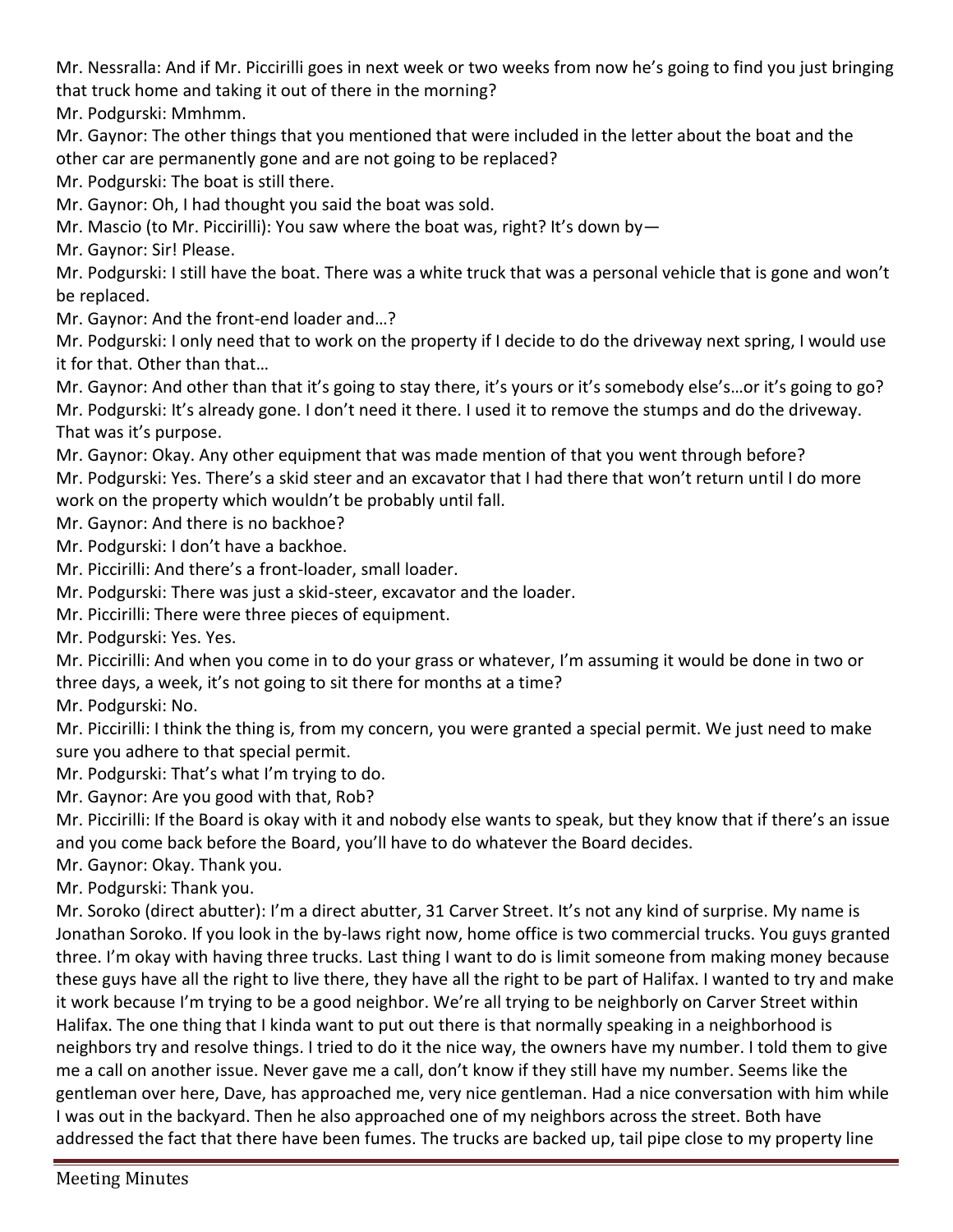Mr. Nessralla: And if Mr. Piccirilli goes in next week or two weeks from now he's going to find you just bringing that truck home and taking it out of there in the morning?

Mr. Podgurski: Mmhmm.

Mr. Gaynor: The other things that you mentioned that were included in the letter about the boat and the other car are permanently gone and are not going to be replaced?

Mr. Podgurski: The boat is still there.

Mr. Gaynor: Oh, I had thought you said the boat was sold.

Mr. Mascio (to Mr. Piccirilli): You saw where the boat was, right? It's down by—

Mr. Gaynor: Sir! Please.

Mr. Podgurski: I still have the boat. There was a white truck that was a personal vehicle that is gone and won't be replaced.

Mr. Gaynor: And the front-end loader and…?

Mr. Podgurski: I only need that to work on the property if I decide to do the driveway next spring, I would use it for that. Other than that…

Mr. Gaynor: And other than that it's going to stay there, it's yours or it's somebody else's…or it's going to go?

Mr. Podgurski: It's already gone. I don't need it there. I used it to remove the stumps and do the driveway. That was it's purpose.

Mr. Gaynor: Okay. Any other equipment that was made mention of that you went through before?

Mr. Podgurski: Yes. There's a skid steer and an excavator that I had there that won't return until I do more work on the property which wouldn't be probably until fall.

Mr. Gaynor: And there is no backhoe?

Mr. Podgurski: I don't have a backhoe.

Mr. Piccirilli: And there's a front-loader, small loader.

Mr. Podgurski: There was just a skid-steer, excavator and the loader.

Mr. Piccirilli: There were three pieces of equipment.

Mr. Podgurski: Yes. Yes.

Mr. Piccirilli: And when you come in to do your grass or whatever, I'm assuming it would be done in two or three days, a week, it's not going to sit there for months at a time?

Mr. Podgurski: No.

Mr. Piccirilli: I think the thing is, from my concern, you were granted a special permit. We just need to make sure you adhere to that special permit.

Mr. Podgurski: That's what I'm trying to do.

Mr. Gaynor: Are you good with that, Rob?

Mr. Piccirilli: If the Board is okay with it and nobody else wants to speak, but they know that if there's an issue and you come back before the Board, you'll have to do whatever the Board decides.

Mr. Gaynor: Okay. Thank you.

Mr. Podgurski: Thank you.

Mr. Soroko (direct abutter): I'm a direct abutter, 31 Carver Street. It's not any kind of surprise. My name is Jonathan Soroko. If you look in the by-laws right now, home office is two commercial trucks. You guys granted three. I'm okay with having three trucks. Last thing I want to do is limit someone from making money because these guys have all the right to live there, they have all the right to be part of Halifax. I wanted to try and make it work because I'm trying to be a good neighbor. We're all trying to be neighborly on Carver Street within Halifax. The one thing that I kinda want to put out there is that normally speaking in a neighborhood is neighbors try and resolve things. I tried to do it the nice way, the owners have my number. I told them to give me a call on another issue. Never gave me a call, don't know if they still have my number. Seems like the gentleman over here, Dave, has approached me, very nice gentleman. Had a nice conversation with him while I was out in the backyard. Then he also approached one of my neighbors across the street. Both have addressed the fact that there have been fumes. The trucks are backed up, tail pipe close to my property line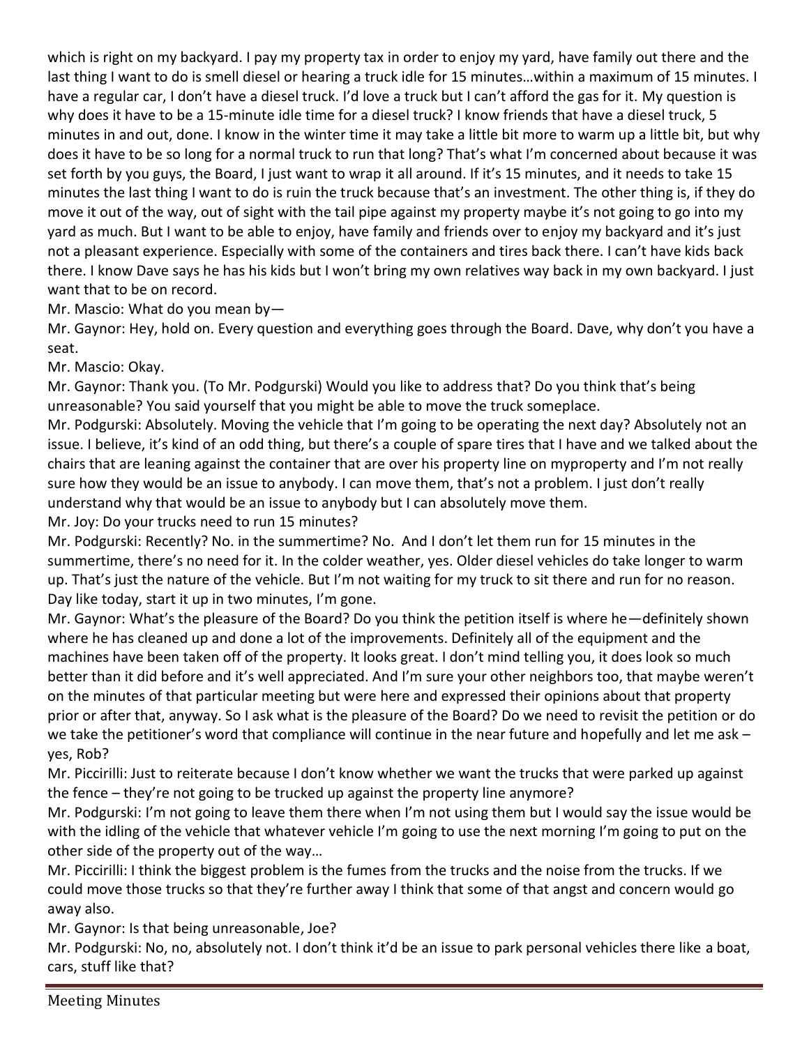which is right on my backyard. I pay my property tax in order to enjoy my yard, have family out there and the last thing I want to do is smell diesel or hearing a truck idle for 15 minutes…within a maximum of 15 minutes. I have a regular car, I don't have a diesel truck. I'd love a truck but I can't afford the gas for it. My question is why does it have to be a 15-minute idle time for a diesel truck? I know friends that have a diesel truck, 5 minutes in and out, done. I know in the winter time it may take a little bit more to warm up a little bit, but why does it have to be so long for a normal truck to run that long? That's what I'm concerned about because it was set forth by you guys, the Board, I just want to wrap it all around. If it's 15 minutes, and it needs to take 15 minutes the last thing I want to do is ruin the truck because that's an investment. The other thing is, if they do move it out of the way, out of sight with the tail pipe against my property maybe it's not going to go into my yard as much. But I want to be able to enjoy, have family and friends over to enjoy my backyard and it's just not a pleasant experience. Especially with some of the containers and tires back there. I can't have kids back there. I know Dave says he has his kids but I won't bring my own relatives way back in my own backyard. I just want that to be on record.

Mr. Mascio: What do you mean by—

Mr. Gaynor: Hey, hold on. Every question and everything goes through the Board. Dave, why don't you have a seat.

Mr. Mascio: Okay.

Mr. Gaynor: Thank you. (To Mr. Podgurski) Would you like to address that? Do you think that's being unreasonable? You said yourself that you might be able to move the truck someplace.

Mr. Podgurski: Absolutely. Moving the vehicle that I'm going to be operating the next day? Absolutely not an issue. I believe, it's kind of an odd thing, but there's a couple of spare tires that I have and we talked about the chairs that are leaning against the container that are over his property line on myproperty and I'm not really sure how they would be an issue to anybody. I can move them, that's not a problem. I just don't really understand why that would be an issue to anybody but I can absolutely move them.

Mr. Joy: Do your trucks need to run 15 minutes?

Mr. Podgurski: Recently? No. in the summertime? No. And I don't let them run for 15 minutes in the summertime, there's no need for it. In the colder weather, yes. Older diesel vehicles do take longer to warm up. That's just the nature of the vehicle. But I'm not waiting for my truck to sit there and run for no reason. Day like today, start it up in two minutes, I'm gone.

Mr. Gaynor: What's the pleasure of the Board? Do you think the petition itself is where he—definitely shown where he has cleaned up and done a lot of the improvements. Definitely all of the equipment and the machines have been taken off of the property. It looks great. I don't mind telling you, it does look so much better than it did before and it's well appreciated. And I'm sure your other neighbors too, that maybe weren't on the minutes of that particular meeting but were here and expressed their opinions about that property prior or after that, anyway. So I ask what is the pleasure of the Board? Do we need to revisit the petition or do we take the petitioner's word that compliance will continue in the near future and hopefully and let me ask – yes, Rob?

Mr. Piccirilli: Just to reiterate because I don't know whether we want the trucks that were parked up against the fence – they're not going to be trucked up against the property line anymore?

Mr. Podgurski: I'm not going to leave them there when I'm not using them but I would say the issue would be with the idling of the vehicle that whatever vehicle I'm going to use the next morning I'm going to put on the other side of the property out of the way…

Mr. Piccirilli: I think the biggest problem is the fumes from the trucks and the noise from the trucks. If we could move those trucks so that they're further away I think that some of that angst and concern would go away also.

Mr. Gaynor: Is that being unreasonable, Joe?

Mr. Podgurski: No, no, absolutely not. I don't think it'd be an issue to park personal vehicles there like a boat, cars, stuff like that?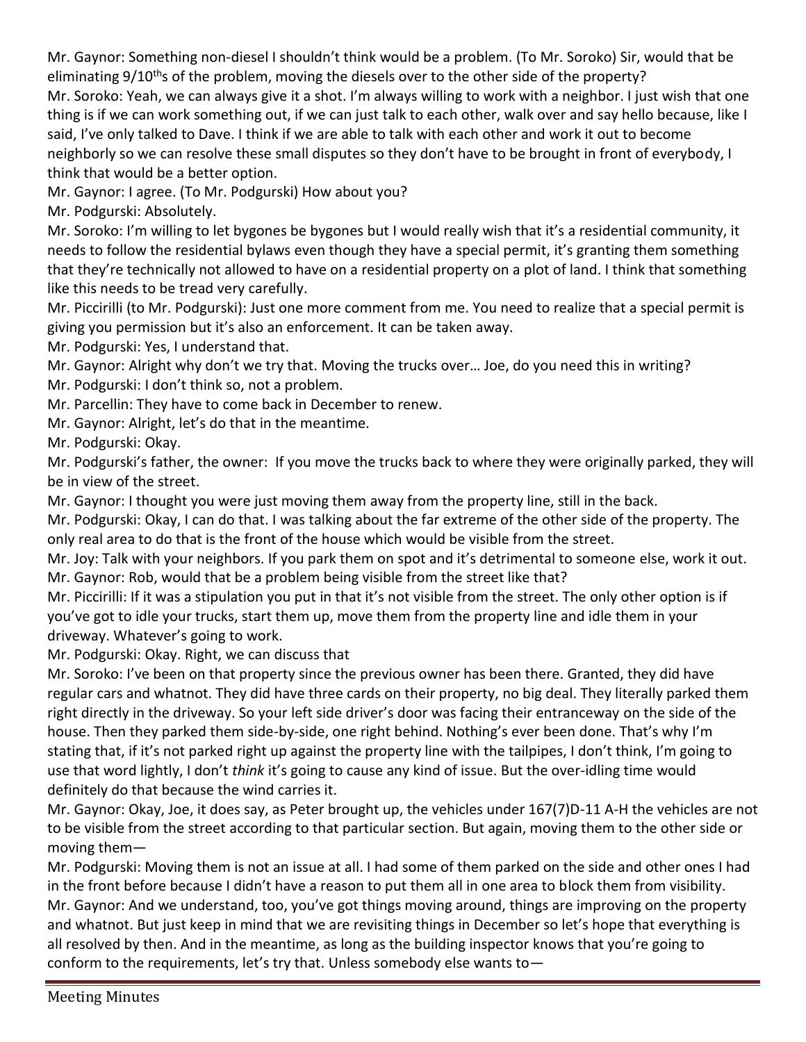Mr. Gaynor: Something non-diesel I shouldn't think would be a problem. (To Mr. Soroko) Sir, would that be eliminating 9/10$^{th}$s of the problem, moving the diesels over to the other side of the property?

Mr. Soroko: Yeah, we can always give it a shot. I'm always willing to work with a neighbor. I just wish that one thing is if we can work something out, if we can just talk to each other, walk over and say hello because, like I said, I've only talked to Dave. I think if we are able to talk with each other and work it out to become neighborly so we can resolve these small disputes so they don't have to be brought in front of everybody, I think that would be a better option.

Mr. Gaynor: I agree. (To Mr. Podgurski) How about you?

Mr. Podgurski: Absolutely.

Mr. Soroko: I'm willing to let bygones be bygones but I would really wish that it's a residential community, it needs to follow the residential bylaws even though they have a special permit, it's granting them something that they're technically not allowed to have on a residential property on a plot of land. I think that something like this needs to be tread very carefully.

Mr. Piccirilli (to Mr. Podgurski): Just one more comment from me. You need to realize that a special permit is giving you permission but it's also an enforcement. It can be taken away.

Mr. Podgurski: Yes, I understand that.

Mr. Gaynor: Alright why don't we try that. Moving the trucks over… Joe, do you need this in writing?

Mr. Podgurski: I don't think so, not a problem.

Mr. Parcellin: They have to come back in December to renew.

Mr. Gaynor: Alright, let's do that in the meantime.

Mr. Podgurski: Okay.

Mr. Podgurski's father, the owner: If you move the trucks back to where they were originally parked, they will be in view of the street.

Mr. Gaynor: I thought you were just moving them away from the property line, still in the back.

Mr. Podgurski: Okay, I can do that. I was talking about the far extreme of the other side of the property. The only real area to do that is the front of the house which would be visible from the street.

Mr. Joy: Talk with your neighbors. If you park them on spot and it's detrimental to someone else, work it out.

Mr. Gaynor: Rob, would that be a problem being visible from the street like that?

Mr. Piccirilli: If it was a stipulation you put in that it's not visible from the street. The only other option is if you've got to idle your trucks, start them up, move them from the property line and idle them in your driveway. Whatever's going to work.

Mr. Podgurski: Okay. Right, we can discuss that

Mr. Soroko: I've been on that property since the previous owner has been there. Granted, they did have regular cars and whatnot. They did have three cards on their property, no big deal. They literally parked them right directly in the driveway. So your left side driver's door was facing their entranceway on the side of the house. Then they parked them side-by-side, one right behind. Nothing's ever been done. That's why I'm stating that, if it's not parked right up against the property line with the tailpipes, I don't think, I'm going to use that word lightly, I don't *think* it's going to cause any kind of issue. But the over-idling time would definitely do that because the wind carries it.

Mr. Gaynor: Okay, Joe, it does say, as Peter brought up, the vehicles under 167(7)D-11 A-H the vehicles are not to be visible from the street according to that particular section. But again, moving them to the other side or moving them—

Mr. Podgurski: Moving them is not an issue at all. I had some of them parked on the side and other ones I had in the front before because I didn't have a reason to put them all in one area to block them from visibility.

Mr. Gaynor: And we understand, too, you've got things moving around, things are improving on the property and whatnot. But just keep in mind that we are revisiting things in December so let's hope that everything is all resolved by then. And in the meantime, as long as the building inspector knows that you're going to conform to the requirements, let's try that. Unless somebody else wants to—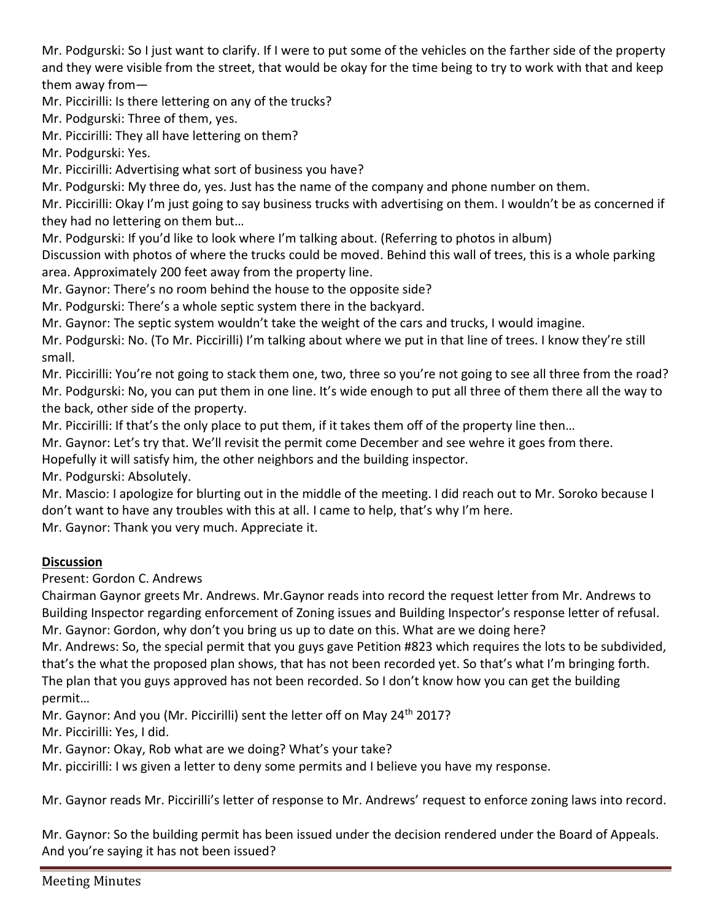Mr. Podgurski: So I just want to clarify. If I were to put some of the vehicles on the farther side of the property and they were visible from the street, that would be okay for the time being to try to work with that and keep them away from—

Mr. Piccirilli: Is there lettering on any of the trucks?

Mr. Podgurski: Three of them, yes.

Mr. Piccirilli: They all have lettering on them?

Mr. Podgurski: Yes.

Mr. Piccirilli: Advertising what sort of business you have?

Mr. Podgurski: My three do, yes. Just has the name of the company and phone number on them.

Mr. Piccirilli: Okay I'm just going to say business trucks with advertising on them. I wouldn't be as concerned if they had no lettering on them but…

Mr. Podgurski: If you'd like to look where I'm talking about. (Referring to photos in album)

Discussion with photos of where the trucks could be moved. Behind this wall of trees, this is a whole parking area. Approximately 200 feet away from the property line.

Mr. Gaynor: There's no room behind the house to the opposite side?

Mr. Podgurski: There's a whole septic system there in the backyard.

Mr. Gaynor: The septic system wouldn't take the weight of the cars and trucks, I would imagine.

Mr. Podgurski: No. (To Mr. Piccirilli) I'm talking about where we put in that line of trees. I know they're still small.

Mr. Piccirilli: You're not going to stack them one, two, three so you're not going to see all three from the road?

Mr. Podgurski: No, you can put them in one line. It's wide enough to put all three of them there all the way to the back, other side of the property.

Mr. Piccirilli: If that's the only place to put them, if it takes them off of the property line then…

Mr. Gaynor: Let's try that. We'll revisit the permit come December and see wehre it goes from there. Hopefully it will satisfy him, the other neighbors and the building inspector.

Mr. Podgurski: Absolutely.

Mr. Mascio: I apologize for blurting out in the middle of the meeting. I did reach out to Mr. Soroko because I don't want to have any troubles with this at all. I came to help, that's why I'm here.

Mr. Gaynor: Thank you very much. Appreciate it.

**Discussion**

Present: Gordon C. Andrews

Chairman Gaynor greets Mr. Andrews. Mr.Gaynor reads into record the request letter from Mr. Andrews to Building Inspector regarding enforcement of Zoning issues and Building Inspector's response letter of refusal.

Mr. Gaynor: Gordon, why don't you bring us up to date on this. What are we doing here?

Mr. Andrews: So, the special permit that you guys gave Petition #823 which requires the lots to be subdivided, that's the what the proposed plan shows, that has not been recorded yet. So that's what I'm bringing forth. The plan that you guys approved has not been recorded. So I don't know how you can get the building permit…

Mr. Gaynor: And you (Mr. Piccirilli) sent the letter off on May 24th 2017?

Mr. Piccirilli: Yes, I did.

Mr. Gaynor: Okay, Rob what are we doing? What's your take?

Mr. piccirilli: I ws given a letter to deny some permits and I believe you have my response.

Mr. Gaynor reads Mr. Piccirilli's letter of response to Mr. Andrews' request to enforce zoning laws into record.

Mr. Gaynor: So the building permit has been issued under the decision rendered under the Board of Appeals. And you're saying it has not been issued?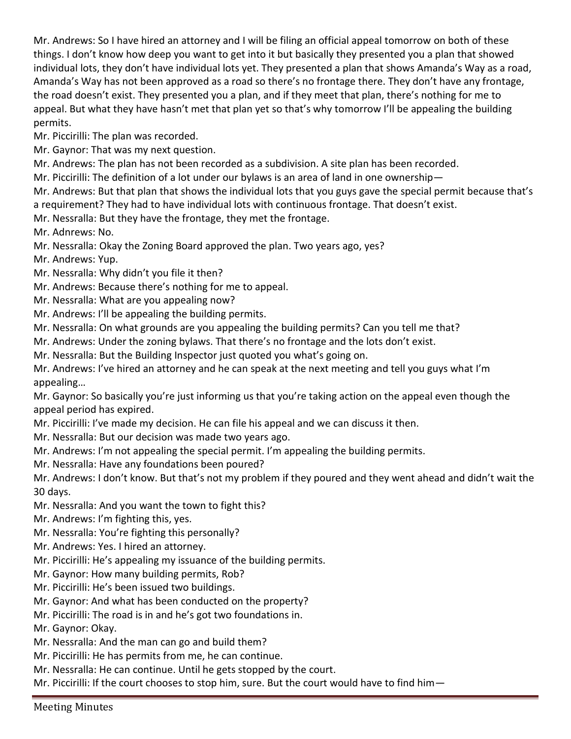Mr. Andrews: So I have hired an attorney and I will be filing an official appeal tomorrow on both of these things. I don't know how deep you want to get into it but basically they presented you a plan that showed individual lots, they don't have individual lots yet. They presented a plan that shows Amanda's Way as a road, Amanda's Way has not been approved as a road so there's no frontage there. They don't have any frontage, the road doesn't exist. They presented you a plan, and if they meet that plan, there's nothing for me to appeal. But what they have hasn't met that plan yet so that's why tomorrow I'll be appealing the building permits.

Mr. Piccirilli: The plan was recorded.

Mr. Gaynor: That was my next question.

Mr. Andrews: The plan has not been recorded as a subdivision. A site plan has been recorded.

Mr. Piccirilli: The definition of a lot under our bylaws is an area of land in one ownership—

Mr. Andrews: But that plan that shows the individual lots that you guys gave the special permit because that's a requirement? They had to have individual lots with continuous frontage. That doesn't exist.

Mr. Nessralla: But they have the frontage, they met the frontage.

Mr. Adnrews: No.

Mr. Nessralla: Okay the Zoning Board approved the plan. Two years ago, yes?

Mr. Andrews: Yup.

Mr. Nessralla: Why didn't you file it then?

Mr. Andrews: Because there's nothing for me to appeal.

Mr. Nessralla: What are you appealing now?

Mr. Andrews: I'll be appealing the building permits.

Mr. Nessralla: On what grounds are you appealing the building permits? Can you tell me that?

Mr. Andrews: Under the zoning bylaws. That there's no frontage and the lots don't exist.

Mr. Nessralla: But the Building Inspector just quoted you what's going on.

Mr. Andrews: I've hired an attorney and he can speak at the next meeting and tell you guys what I'm appealing…

Mr. Gaynor: So basically you're just informing us that you're taking action on the appeal even though the appeal period has expired.

Mr. Piccirilli: I've made my decision. He can file his appeal and we can discuss it then.

Mr. Nessralla: But our decision was made two years ago.

Mr. Andrews: I'm not appealing the special permit. I'm appealing the building permits.

Mr. Nessralla: Have any foundations been poured?

Mr. Andrews: I don't know. But that's not my problem if they poured and they went ahead and didn't wait the 30 days.

Mr. Nessralla: And you want the town to fight this?

Mr. Andrews: I'm fighting this, yes.

Mr. Nessralla: You're fighting this personally?

Mr. Andrews: Yes. I hired an attorney.

Mr. Piccirilli: He's appealing my issuance of the building permits.

Mr. Gaynor: How many building permits, Rob?

Mr. Piccirilli: He's been issued two buildings.

Mr. Gaynor: And what has been conducted on the property?

Mr. Piccirilli: The road is in and he's got two foundations in.

Mr. Gaynor: Okay.

Mr. Nessralla: And the man can go and build them?

Mr. Piccirilli: He has permits from me, he can continue.

Mr. Nessralla: He can continue. Until he gets stopped by the court.

Mr. Piccirilli: If the court chooses to stop him, sure. But the court would have to find him—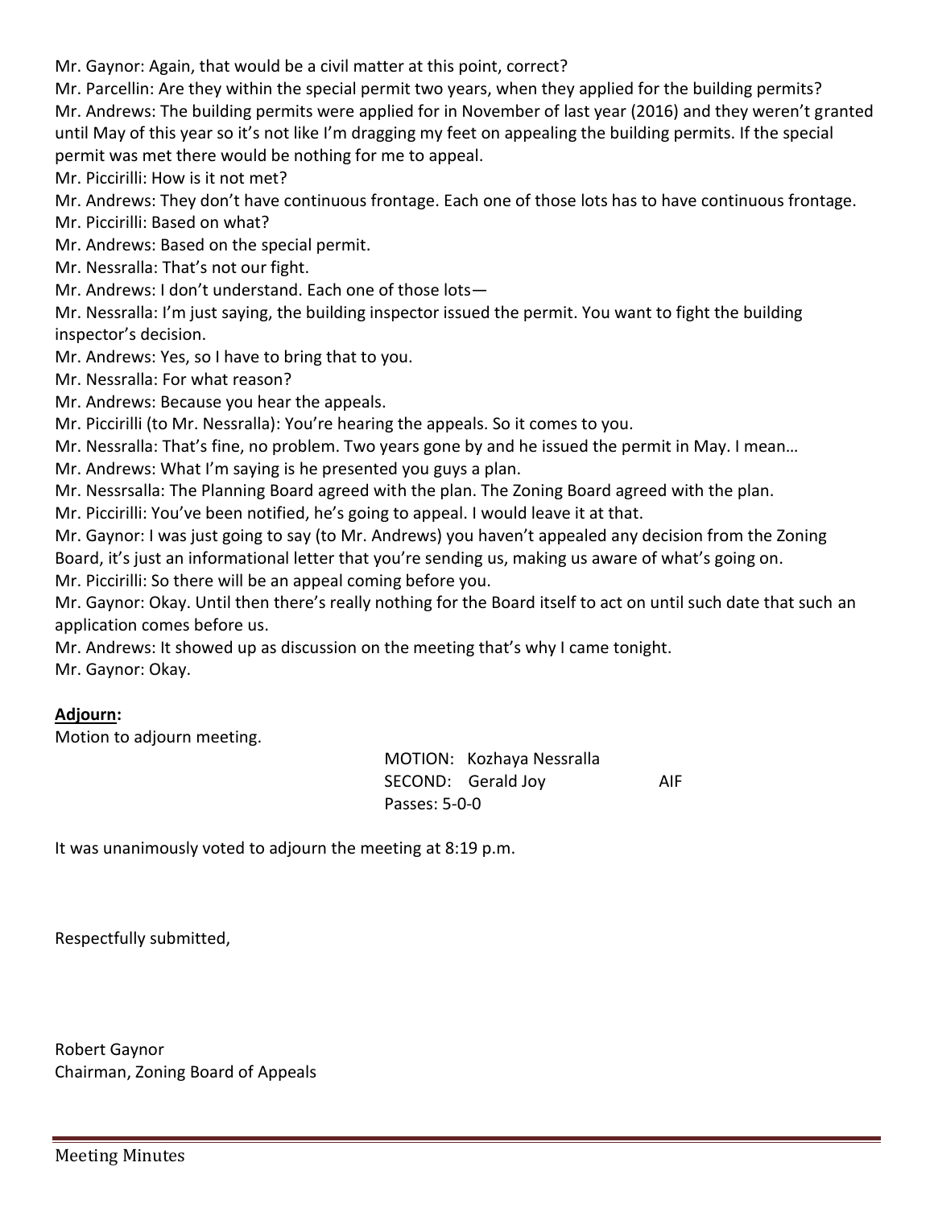Mr. Gaynor: Again, that would be a civil matter at this point, correct?

Mr. Parcellin: Are they within the special permit two years, when they applied for the building permits?

Mr. Andrews: The building permits were applied for in November of last year (2016) and they weren't granted until May of this year so it's not like I'm dragging my feet on appealing the building permits. If the special permit was met there would be nothing for me to appeal.

Mr. Piccirilli: How is it not met?

Mr. Andrews: They don't have continuous frontage. Each one of those lots has to have continuous frontage.

Mr. Piccirilli: Based on what?

Mr. Andrews: Based on the special permit.

Mr. Nessralla: That's not our fight.

Mr. Andrews: I don't understand. Each one of those lots—

Mr. Nessralla: I'm just saying, the building inspector issued the permit. You want to fight the building inspector's decision.

Mr. Andrews: Yes, so I have to bring that to you.

Mr. Nessralla: For what reason?

Mr. Andrews: Because you hear the appeals.

Mr. Piccirilli (to Mr. Nessralla): You're hearing the appeals. So it comes to you.

Mr. Nessralla: That's fine, no problem. Two years gone by and he issued the permit in May. I mean…

Mr. Andrews: What I'm saying is he presented you guys a plan.

Mr. Nessrsalla: The Planning Board agreed with the plan. The Zoning Board agreed with the plan.

Mr. Piccirilli: You've been notified, he's going to appeal. I would leave it at that.

Mr. Gaynor: I was just going to say (to Mr. Andrews) you haven't appealed any decision from the Zoning Board, it's just an informational letter that you're sending us, making us aware of what's going on.

Mr. Piccirilli: So there will be an appeal coming before you.

Mr. Gaynor: Okay. Until then there's really nothing for the Board itself to act on until such date that such an application comes before us.

Mr. Andrews: It showed up as discussion on the meeting that's why I came tonight.

Mr. Gaynor: Okay.

**Adjourn:**

Motion to adjourn meeting.

MOTION: Kozhaya Nessralla
SECOND: Gerald Joy AIF
Passes: 5-0-0

It was unanimously voted to adjourn the meeting at 8:19 p.m.

Respectfully submitted,

Robert Gaynor
Chairman, Zoning Board of Appeals